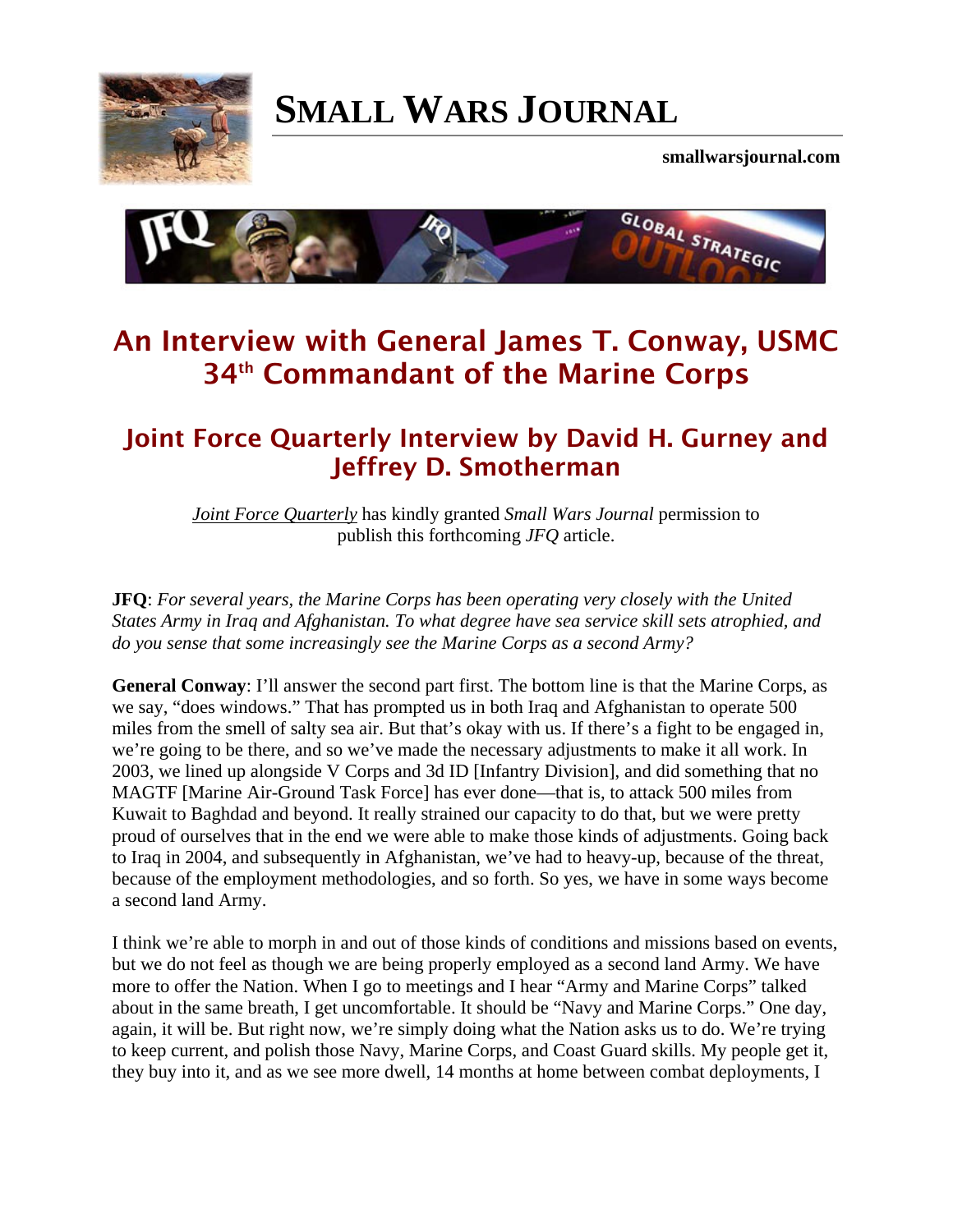# SMALL WARS JOURNAL

**smallwarsjournal.com**

## An Interview with General James T. Conway, USMC 34th Commandant of the Marine Corps

### Joint Force Quarterly Interview by David H. Gurney and Jeffrey D. Smotherman

*Joint Force Quarterly* has kindly granted *Small Wars Journal* permission to publish this forthcoming *JFQ* article.

**JFQ**: *For several years, the Marine Corps has been operating very closely with the United States Army in Iraq and Afghanistan. To what degree have sea service skill sets atrophied, and do you sense that some increasingly see the Marine Corps as a second Army?*

**General Conway**: I'll answer the second part first. The bottom line is that the Marine Corps, as we say, "does windows." That has prompted us in both Iraq and Afghanistan to operate 500 miles from the smell of salty sea air. But that's okay with us. If there's a fight to be engaged in, we're going to be there, and so we've made the necessary adjustments to make it all work. In 2003, we lined up alongside V Corps and 3d ID [Infantry Division], and did something that no MAGTF [Marine Air-Ground Task Force] has ever done—that is, to attack 500 miles from Kuwait to Baghdad and beyond. It really strained our capacity to do that, but we were pretty proud of ourselves that in the end we were able to make those kinds of adjustments. Going back to Iraq in 2004, and subsequently in Afghanistan, we've had to heavy-up, because of the threat, because of the employment methodologies, and so forth. So yes, we have in some ways become a second land Army.

I think we're able to morph in and out of those kinds of conditions and missions based on events, but we do not feel as though we are being properly employed as a second land Army. We have more to offer the Nation. When I go to meetings and I hear "Army and Marine Corps" talked about in the same breath, I get uncomfortable. It should be "Navy and Marine Corps." One day, again, it will be. But right now, we're simply doing what the Nation asks us to do. We're trying to keep current, and polish those Navy, Marine Corps, and Coast Guard skills. My people get it, they buy into it, and as we see more dwell, 14 months at home between combat deployments, I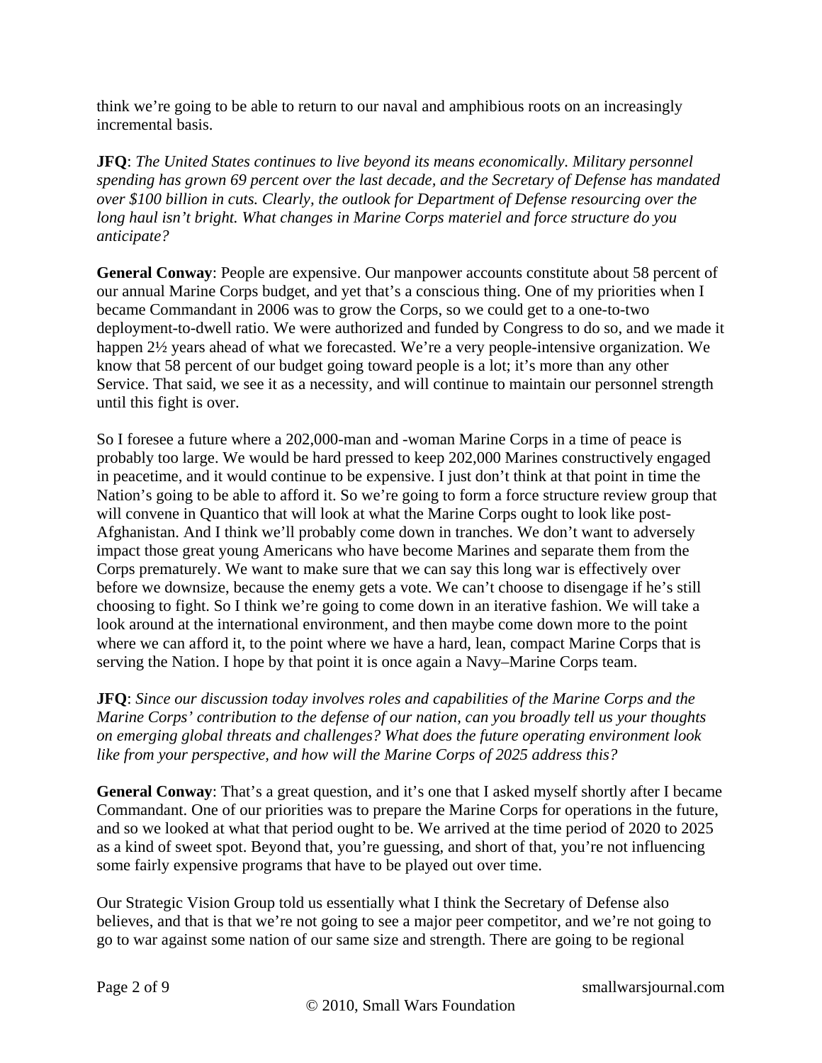think we're going to be able to return to our naval and amphibious roots on an increasingly incremental basis.

**JFQ**: *The United States continues to live beyond its means economically. Military personnel spending has grown 69 percent over the last decade, and the Secretary of Defense has mandated over $100 billion in cuts. Clearly, the outlook for Department of Defense resourcing over the long haul isn't bright. What changes in Marine Corps materiel and force structure do you anticipate?*

**General Conway**: People are expensive. Our manpower accounts constitute about 58 percent of our annual Marine Corps budget, and yet that's a conscious thing. One of my priorities when I became Commandant in 2006 was to grow the Corps, so we could get to a one-to-two deployment-to-dwell ratio. We were authorized and funded by Congress to do so, and we made it happen 2½ years ahead of what we forecasted. We're a very people-intensive organization. We know that 58 percent of our budget going toward people is a lot; it's more than any other Service. That said, we see it as a necessity, and will continue to maintain our personnel strength until this fight is over.

So I foresee a future where a 202,000-man and -woman Marine Corps in a time of peace is probably too large. We would be hard pressed to keep 202,000 Marines constructively engaged in peacetime, and it would continue to be expensive. I just don't think at that point in time the Nation's going to be able to afford it. So we're going to form a force structure review group that will convene in Quantico that will look at what the Marine Corps ought to look like post-Afghanistan. And I think we'll probably come down in tranches. We don't want to adversely impact those great young Americans who have become Marines and separate them from the Corps prematurely. We want to make sure that we can say this long war is effectively over before we downsize, because the enemy gets a vote. We can't choose to disengage if he's still choosing to fight. So I think we're going to come down in an iterative fashion. We will take a look around at the international environment, and then maybe come down more to the point where we can afford it, to the point where we have a hard, lean, compact Marine Corps that is serving the Nation. I hope by that point it is once again a Navy–Marine Corps team.

**JFQ**: *Since our discussion today involves roles and capabilities of the Marine Corps and the Marine Corps' contribution to the defense of our nation, can you broadly tell us your thoughts on emerging global threats and challenges? What does the future operating environment look like from your perspective, and how will the Marine Corps of 2025 address this?*

**General Conway**: That's a great question, and it's one that I asked myself shortly after I became Commandant. One of our priorities was to prepare the Marine Corps for operations in the future, and so we looked at what that period ought to be. We arrived at the time period of 2020 to 2025 as a kind of sweet spot. Beyond that, you're guessing, and short of that, you're not influencing some fairly expensive programs that have to be played out over time.

Our Strategic Vision Group told us essentially what I think the Secretary of Defense also believes, and that is that we're not going to see a major peer competitor, and we're not going to go to war against some nation of our same size and strength. There are going to be regional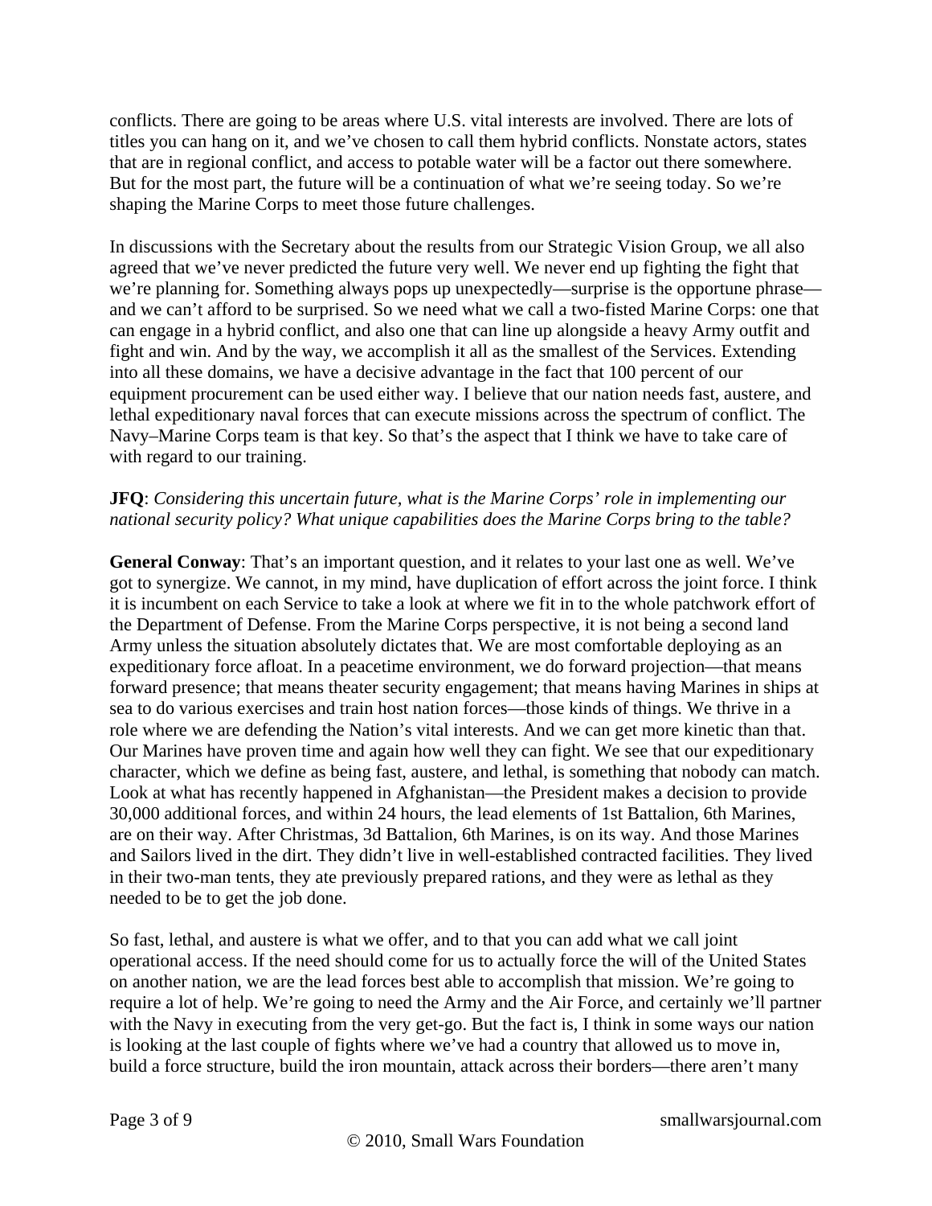conflicts. There are going to be areas where U.S. vital interests are involved. There are lots of titles you can hang on it, and we've chosen to call them hybrid conflicts. Nonstate actors, states that are in regional conflict, and access to potable water will be a factor out there somewhere. But for the most part, the future will be a continuation of what we're seeing today. So we're shaping the Marine Corps to meet those future challenges.

In discussions with the Secretary about the results from our Strategic Vision Group, we all also agreed that we've never predicted the future very well. We never end up fighting the fight that we're planning for. Something always pops up unexpectedly—surprise is the opportune phrase—and we can't afford to be surprised. So we need what we call a two-fisted Marine Corps: one that can engage in a hybrid conflict, and also one that can line up alongside a heavy Army outfit and fight and win. And by the way, we accomplish it all as the smallest of the Services. Extending into all these domains, we have a decisive advantage in the fact that 100 percent of our equipment procurement can be used either way. I believe that our nation needs fast, austere, and lethal expeditionary naval forces that can execute missions across the spectrum of conflict. The Navy–Marine Corps team is that key. So that's the aspect that I think we have to take care of with regard to our training.

**JFQ**: *Considering this uncertain future, what is the Marine Corps' role in implementing our national security policy? What unique capabilities does the Marine Corps bring to the table?*

**General Conway**: That's an important question, and it relates to your last one as well. We've got to synergize. We cannot, in my mind, have duplication of effort across the joint force. I think it is incumbent on each Service to take a look at where we fit in to the whole patchwork effort of the Department of Defense. From the Marine Corps perspective, it is not being a second land Army unless the situation absolutely dictates that. We are most comfortable deploying as an expeditionary force afloat. In a peacetime environment, we do forward projection—that means forward presence; that means theater security engagement; that means having Marines in ships at sea to do various exercises and train host nation forces—those kinds of things. We thrive in a role where we are defending the Nation's vital interests. And we can get more kinetic than that. Our Marines have proven time and again how well they can fight. We see that our expeditionary character, which we define as being fast, austere, and lethal, is something that nobody can match. Look at what has recently happened in Afghanistan—the President makes a decision to provide 30,000 additional forces, and within 24 hours, the lead elements of 1st Battalion, 6th Marines, are on their way. After Christmas, 3d Battalion, 6th Marines, is on its way. And those Marines and Sailors lived in the dirt. They didn't live in well-established contracted facilities. They lived in their two-man tents, they ate previously prepared rations, and they were as lethal as they needed to be to get the job done.

So fast, lethal, and austere is what we offer, and to that you can add what we call joint operational access. If the need should come for us to actually force the will of the United States on another nation, we are the lead forces best able to accomplish that mission. We're going to require a lot of help. We're going to need the Army and the Air Force, and certainly we'll partner with the Navy in executing from the very get-go. But the fact is, I think in some ways our nation is looking at the last couple of fights where we've had a country that allowed us to move in, build a force structure, build the iron mountain, attack across their borders—there aren't many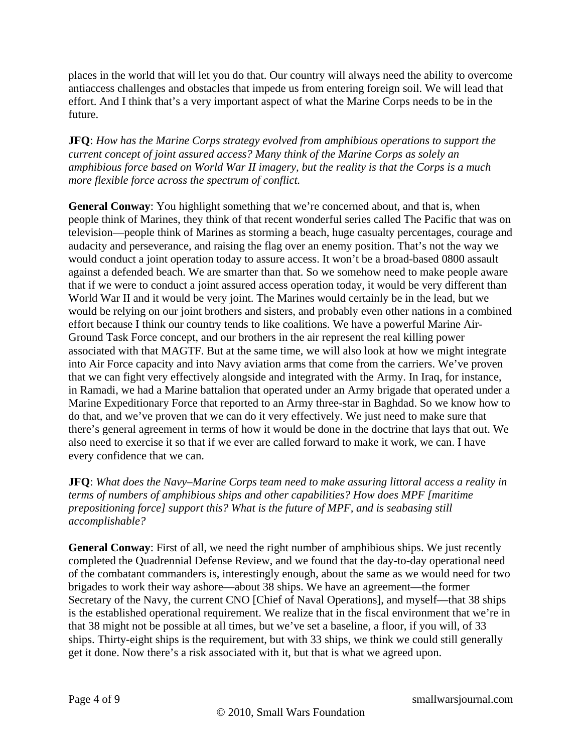places in the world that will let you do that. Our country will always need the ability to overcome antiaccess challenges and obstacles that impede us from entering foreign soil. We will lead that effort. And I think that's a very important aspect of what the Marine Corps needs to be in the future.

**JFQ**: *How has the Marine Corps strategy evolved from amphibious operations to support the current concept of joint assured access? Many think of the Marine Corps as solely an amphibious force based on World War II imagery, but the reality is that the Corps is a much more flexible force across the spectrum of conflict.*

**General Conway**: You highlight something that we're concerned about, and that is, when people think of Marines, they think of that recent wonderful series called The Pacific that was on television—people think of Marines as storming a beach, huge casualty percentages, courage and audacity and perseverance, and raising the flag over an enemy position. That's not the way we would conduct a joint operation today to assure access. It won't be a broad-based 0800 assault against a defended beach. We are smarter than that. So we somehow need to make people aware that if we were to conduct a joint assured access operation today, it would be very different than World War II and it would be very joint. The Marines would certainly be in the lead, but we would be relying on our joint brothers and sisters, and probably even other nations in a combined effort because I think our country tends to like coalitions. We have a powerful Marine Air-Ground Task Force concept, and our brothers in the air represent the real killing power associated with that MAGTF. But at the same time, we will also look at how we might integrate into Air Force capacity and into Navy aviation arms that come from the carriers. We've proven that we can fight very effectively alongside and integrated with the Army. In Iraq, for instance, in Ramadi, we had a Marine battalion that operated under an Army brigade that operated under a Marine Expeditionary Force that reported to an Army three-star in Baghdad. So we know how to do that, and we've proven that we can do it very effectively. We just need to make sure that there's general agreement in terms of how it would be done in the doctrine that lays that out. We also need to exercise it so that if we ever are called forward to make it work, we can. I have every confidence that we can.

**JFQ**: *What does the Navy–Marine Corps team need to make assuring littoral access a reality in terms of numbers of amphibious ships and other capabilities? How does MPF [maritime prepositioning force] support this? What is the future of MPF, and is seabasing still accomplishable?*

**General Conway**: First of all, we need the right number of amphibious ships. We just recently completed the Quadrennial Defense Review, and we found that the day-to-day operational need of the combatant commanders is, interestingly enough, about the same as we would need for two brigades to work their way ashore—about 38 ships. We have an agreement—the former Secretary of the Navy, the current CNO [Chief of Naval Operations], and myself—that 38 ships is the established operational requirement. We realize that in the fiscal environment that we're in that 38 might not be possible at all times, but we've set a baseline, a floor, if you will, of 33 ships. Thirty-eight ships is the requirement, but with 33 ships, we think we could still generally get it done. Now there's a risk associated with it, but that is what we agreed upon.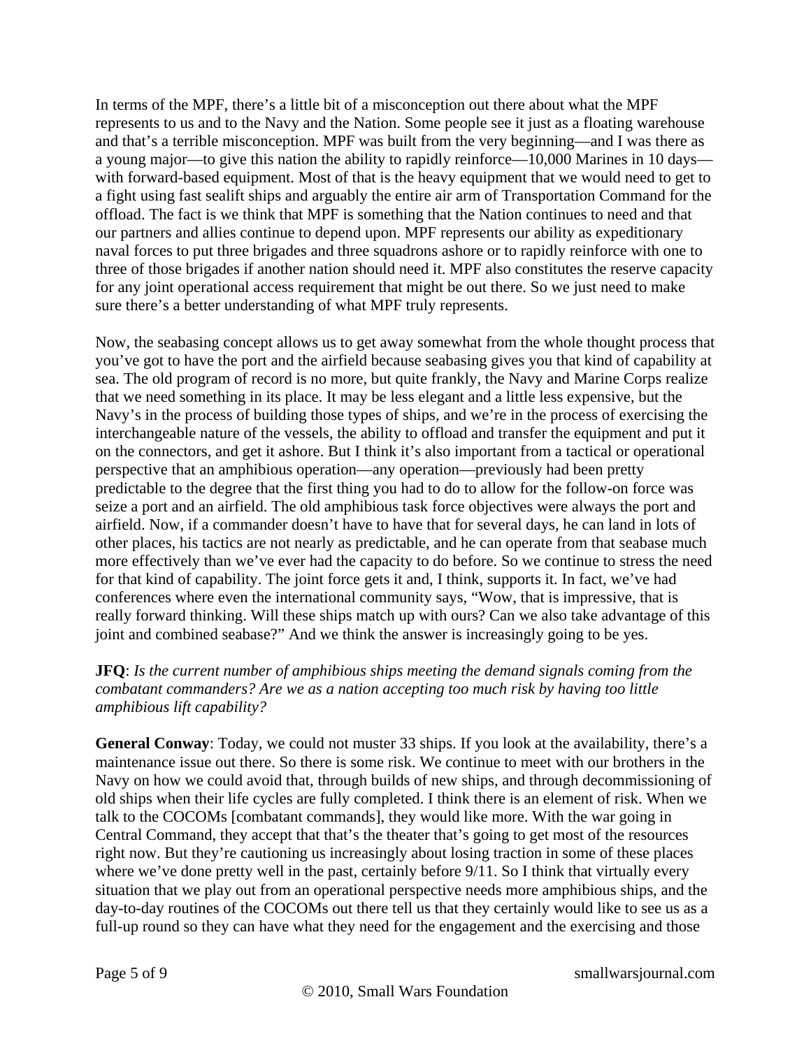In terms of the MPF, there's a little bit of a misconception out there about what the MPF represents to us and to the Navy and the Nation. Some people see it just as a floating warehouse and that's a terrible misconception. MPF was built from the very beginning—and I was there as a young major—to give this nation the ability to rapidly reinforce—10,000 Marines in 10 days—with forward-based equipment. Most of that is the heavy equipment that we would need to get to a fight using fast sealift ships and arguably the entire air arm of Transportation Command for the offload. The fact is we think that MPF is something that the Nation continues to need and that our partners and allies continue to depend upon. MPF represents our ability as expeditionary naval forces to put three brigades and three squadrons ashore or to rapidly reinforce with one to three of those brigades if another nation should need it. MPF also constitutes the reserve capacity for any joint operational access requirement that might be out there. So we just need to make sure there's a better understanding of what MPF truly represents.

Now, the seabasing concept allows us to get away somewhat from the whole thought process that you've got to have the port and the airfield because seabasing gives you that kind of capability at sea. The old program of record is no more, but quite frankly, the Navy and Marine Corps realize that we need something in its place. It may be less elegant and a little less expensive, but the Navy's in the process of building those types of ships, and we're in the process of exercising the interchangeable nature of the vessels, the ability to offload and transfer the equipment and put it on the connectors, and get it ashore. But I think it's also important from a tactical or operational perspective that an amphibious operation—any operation—previously had been pretty predictable to the degree that the first thing you had to do to allow for the follow-on force was seize a port and an airfield. The old amphibious task force objectives were always the port and airfield. Now, if a commander doesn't have to have that for several days, he can land in lots of other places, his tactics are not nearly as predictable, and he can operate from that seabase much more effectively than we've ever had the capacity to do before. So we continue to stress the need for that kind of capability. The joint force gets it and, I think, supports it. In fact, we've had conferences where even the international community says, "Wow, that is impressive, that is really forward thinking. Will these ships match up with ours? Can we also take advantage of this joint and combined seabase?" And we think the answer is increasingly going to be yes.

**JFQ**: *Is the current number of amphibious ships meeting the demand signals coming from the combatant commanders? Are we as a nation accepting too much risk by having too little amphibious lift capability?*

**General Conway**: Today, we could not muster 33 ships. If you look at the availability, there's a maintenance issue out there. So there is some risk. We continue to meet with our brothers in the Navy on how we could avoid that, through builds of new ships, and through decommissioning of old ships when their life cycles are fully completed. I think there is an element of risk. When we talk to the COCOMs [combatant commands], they would like more. With the war going in Central Command, they accept that that's the theater that's going to get most of the resources right now. But they're cautioning us increasingly about losing traction in some of these places where we've done pretty well in the past, certainly before 9/11. So I think that virtually every situation that we play out from an operational perspective needs more amphibious ships, and the day-to-day routines of the COCOMs out there tell us that they certainly would like to see us as a full-up round so they can have what they need for the engagement and the exercising and those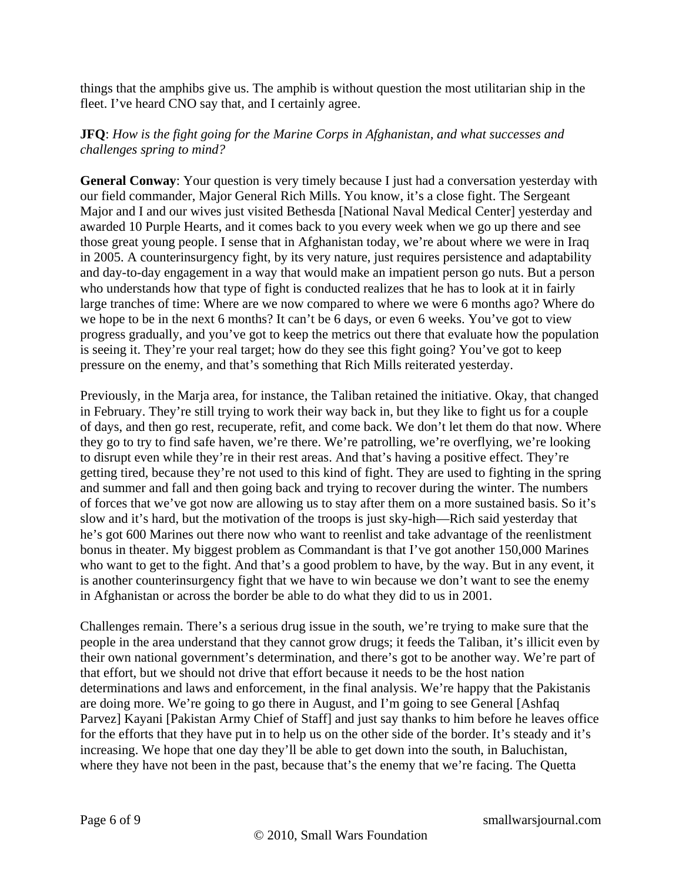things that the amphibs give us. The amphib is without question the most utilitarian ship in the fleet. I've heard CNO say that, and I certainly agree.

**JFQ**: *How is the fight going for the Marine Corps in Afghanistan, and what successes and challenges spring to mind?*

**General Conway**: Your question is very timely because I just had a conversation yesterday with our field commander, Major General Rich Mills. You know, it's a close fight. The Sergeant Major and I and our wives just visited Bethesda [National Naval Medical Center] yesterday and awarded 10 Purple Hearts, and it comes back to you every week when we go up there and see those great young people. I sense that in Afghanistan today, we're about where we were in Iraq in 2005. A counterinsurgency fight, by its very nature, just requires persistence and adaptability and day-to-day engagement in a way that would make an impatient person go nuts. But a person who understands how that type of fight is conducted realizes that he has to look at it in fairly large tranches of time: Where are we now compared to where we were 6 months ago? Where do we hope to be in the next 6 months? It can't be 6 days, or even 6 weeks. You've got to view progress gradually, and you've got to keep the metrics out there that evaluate how the population is seeing it. They're your real target; how do they see this fight going? You've got to keep pressure on the enemy, and that's something that Rich Mills reiterated yesterday.

Previously, in the Marja area, for instance, the Taliban retained the initiative. Okay, that changed in February. They're still trying to work their way back in, but they like to fight us for a couple of days, and then go rest, recuperate, refit, and come back. We don't let them do that now. Where they go to try to find safe haven, we're there. We're patrolling, we're overflying, we're looking to disrupt even while they're in their rest areas. And that's having a positive effect. They're getting tired, because they're not used to this kind of fight. They are used to fighting in the spring and summer and fall and then going back and trying to recover during the winter. The numbers of forces that we've got now are allowing us to stay after them on a more sustained basis. So it's slow and it's hard, but the motivation of the troops is just sky-high—Rich said yesterday that he's got 600 Marines out there now who want to reenlist and take advantage of the reenlistment bonus in theater. My biggest problem as Commandant is that I've got another 150,000 Marines who want to get to the fight. And that's a good problem to have, by the way. But in any event, it is another counterinsurgency fight that we have to win because we don't want to see the enemy in Afghanistan or across the border be able to do what they did to us in 2001.

Challenges remain. There's a serious drug issue in the south, we're trying to make sure that the people in the area understand that they cannot grow drugs; it feeds the Taliban, it's illicit even by their own national government's determination, and there's got to be another way. We're part of that effort, but we should not drive that effort because it needs to be the host nation determinations and laws and enforcement, in the final analysis. We're happy that the Pakistanis are doing more. We're going to go there in August, and I'm going to see General [Ashfaq Parvez] Kayani [Pakistan Army Chief of Staff] and just say thanks to him before he leaves office for the efforts that they have put in to help us on the other side of the border. It's steady and it's increasing. We hope that one day they'll be able to get down into the south, in Baluchistan, where they have not been in the past, because that's the enemy that we're facing. The Quetta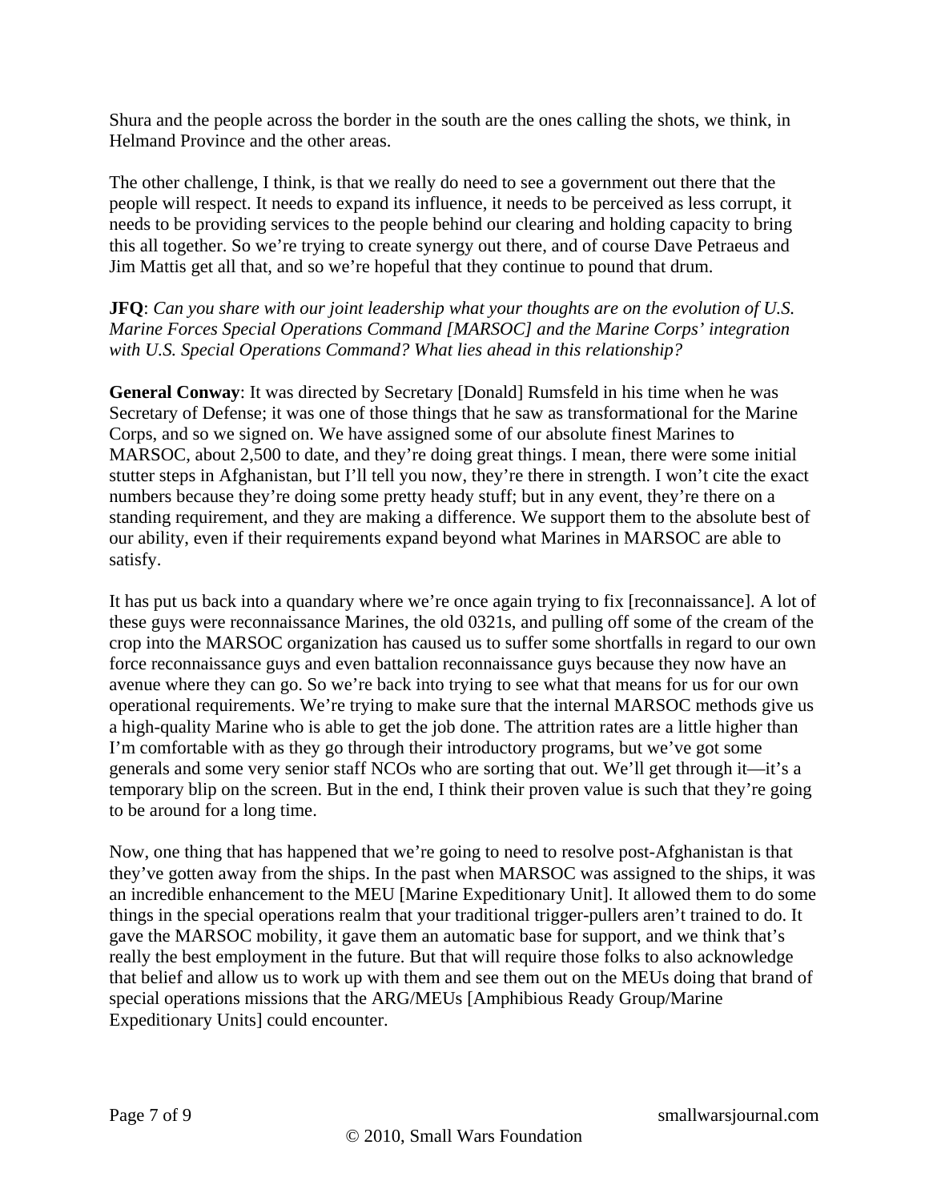Shura and the people across the border in the south are the ones calling the shots, we think, in Helmand Province and the other areas.

The other challenge, I think, is that we really do need to see a government out there that the people will respect. It needs to expand its influence, it needs to be perceived as less corrupt, it needs to be providing services to the people behind our clearing and holding capacity to bring this all together. So we're trying to create synergy out there, and of course Dave Petraeus and Jim Mattis get all that, and so we're hopeful that they continue to pound that drum.

**JFQ**: *Can you share with our joint leadership what your thoughts are on the evolution of U.S. Marine Forces Special Operations Command [MARSOC] and the Marine Corps' integration with U.S. Special Operations Command? What lies ahead in this relationship?*

**General Conway**: It was directed by Secretary [Donald] Rumsfeld in his time when he was Secretary of Defense; it was one of those things that he saw as transformational for the Marine Corps, and so we signed on. We have assigned some of our absolute finest Marines to MARSOC, about 2,500 to date, and they're doing great things. I mean, there were some initial stutter steps in Afghanistan, but I'll tell you now, they're there in strength. I won't cite the exact numbers because they're doing some pretty heady stuff; but in any event, they're there on a standing requirement, and they are making a difference. We support them to the absolute best of our ability, even if their requirements expand beyond what Marines in MARSOC are able to satisfy.

It has put us back into a quandary where we're once again trying to fix [reconnaissance]. A lot of these guys were reconnaissance Marines, the old 0321s, and pulling off some of the cream of the crop into the MARSOC organization has caused us to suffer some shortfalls in regard to our own force reconnaissance guys and even battalion reconnaissance guys because they now have an avenue where they can go. So we're back into trying to see what that means for us for our own operational requirements. We're trying to make sure that the internal MARSOC methods give us a high-quality Marine who is able to get the job done. The attrition rates are a little higher than I'm comfortable with as they go through their introductory programs, but we've got some generals and some very senior staff NCOs who are sorting that out. We'll get through it—it's a temporary blip on the screen. But in the end, I think their proven value is such that they're going to be around for a long time.

Now, one thing that has happened that we're going to need to resolve post-Afghanistan is that they've gotten away from the ships. In the past when MARSOC was assigned to the ships, it was an incredible enhancement to the MEU [Marine Expeditionary Unit]. It allowed them to do some things in the special operations realm that your traditional trigger-pullers aren't trained to do. It gave the MARSOC mobility, it gave them an automatic base for support, and we think that's really the best employment in the future. But that will require those folks to also acknowledge that belief and allow us to work up with them and see them out on the MEUs doing that brand of special operations missions that the ARG/MEUs [Amphibious Ready Group/Marine Expeditionary Units] could encounter.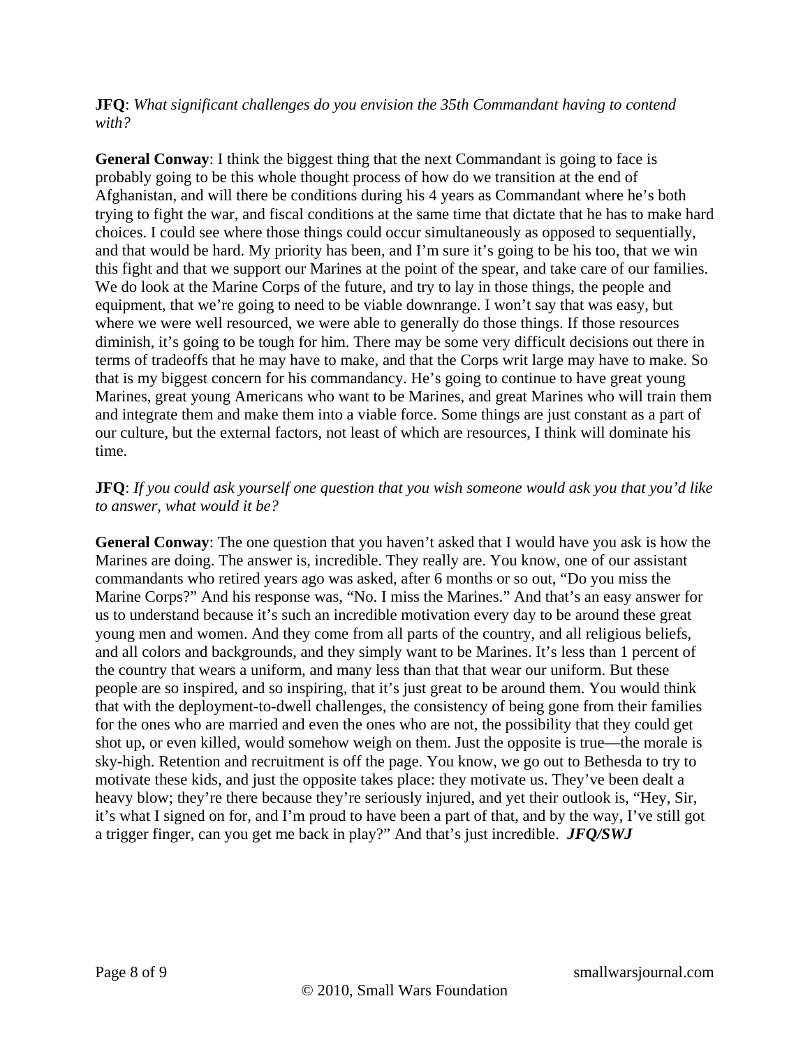**JFQ**: *What significant challenges do you envision the 35th Commandant having to contend with?*

**General Conway**: I think the biggest thing that the next Commandant is going to face is probably going to be this whole thought process of how do we transition at the end of Afghanistan, and will there be conditions during his 4 years as Commandant where he's both trying to fight the war, and fiscal conditions at the same time that dictate that he has to make hard choices. I could see where those things could occur simultaneously as opposed to sequentially, and that would be hard. My priority has been, and I'm sure it's going to be his too, that we win this fight and that we support our Marines at the point of the spear, and take care of our families. We do look at the Marine Corps of the future, and try to lay in those things, the people and equipment, that we're going to need to be viable downrange. I won't say that was easy, but where we were well resourced, we were able to generally do those things. If those resources diminish, it's going to be tough for him. There may be some very difficult decisions out there in terms of tradeoffs that he may have to make, and that the Corps writ large may have to make. So that is my biggest concern for his commandancy. He's going to continue to have great young Marines, great young Americans who want to be Marines, and great Marines who will train them and integrate them and make them into a viable force. Some things are just constant as a part of our culture, but the external factors, not least of which are resources, I think will dominate his time.

**JFQ**: *If you could ask yourself one question that you wish someone would ask you that you'd like to answer, what would it be?*

**General Conway**: The one question that you haven't asked that I would have you ask is how the Marines are doing. The answer is, incredible. They really are. You know, one of our assistant commandants who retired years ago was asked, after 6 months or so out, "Do you miss the Marine Corps?" And his response was, "No. I miss the Marines." And that's an easy answer for us to understand because it's such an incredible motivation every day to be around these great young men and women. And they come from all parts of the country, and all religious beliefs, and all colors and backgrounds, and they simply want to be Marines. It's less than 1 percent of the country that wears a uniform, and many less than that that wear our uniform. But these people are so inspired, and so inspiring, that it's just great to be around them. You would think that with the deployment-to-dwell challenges, the consistency of being gone from their families for the ones who are married and even the ones who are not, the possibility that they could get shot up, or even killed, would somehow weigh on them. Just the opposite is true—the morale is sky-high. Retention and recruitment is off the page. You know, we go out to Bethesda to try to motivate these kids, and just the opposite takes place: they motivate us. They've been dealt a heavy blow; they're there because they're seriously injured, and yet their outlook is, "Hey, Sir, it's what I signed on for, and I'm proud to have been a part of that, and by the way, I've still got a trigger finger, can you get me back in play?" And that's just incredible. ***JFQ/SWJ***

© 2010, Small Wars Foundation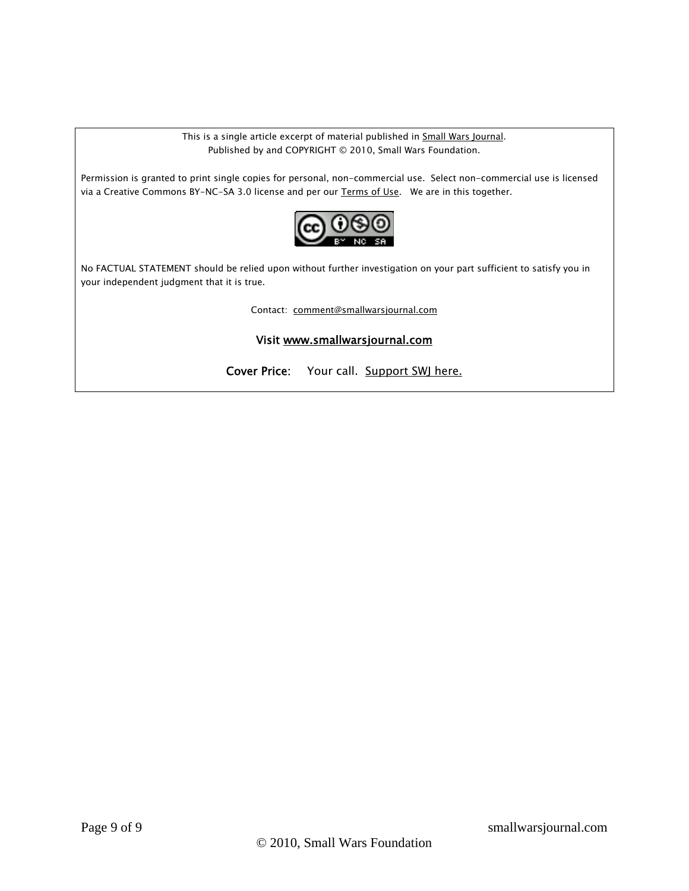This is a single article excerpt of material published in Small Wars Journal.
Published by and COPYRIGHT © 2010, Small Wars Foundation.

Permission is granted to print single copies for personal, non-commercial use. Select non-commercial use is licensed via a Creative Commons BY-NC-SA 3.0 license and per our Terms of Use. We are in this together.

No FACTUAL STATEMENT should be relied upon without further investigation on your part sufficient to satisfy you in your independent judgment that it is true.

Contact: comment@smallwarsjournal.com

Visit www.smallwarsjournal.com

**Cover Price:** Your call. Support SWJ here.